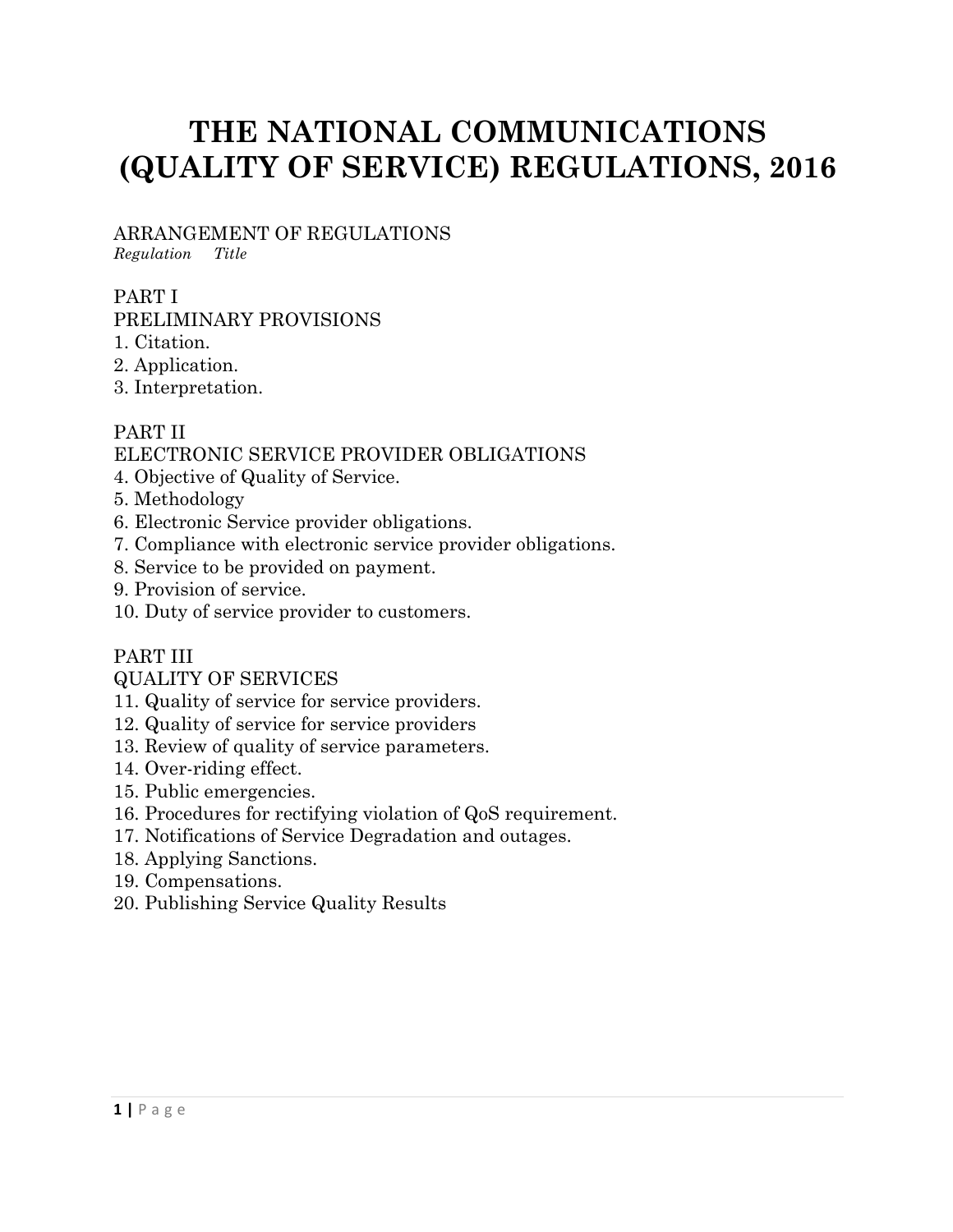# THE NATIONAL COMMUNICATIONS (QUALITY OF SERVICE) REGULATIONS, 2016

ARRANGEMENT OF REGULATIONS
*Regulation Title*

PART I
PRELIMINARY PROVISIONS
1. Citation.
2. Application.
3. Interpretation.

PART II
ELECTRONIC SERVICE PROVIDER OBLIGATIONS
4. Objective of Quality of Service.
5. Methodology
6. Electronic Service provider obligations.
7. Compliance with electronic service provider obligations.
8. Service to be provided on payment.
9. Provision of service.
10. Duty of service provider to customers.

PART III
QUALITY OF SERVICES
11. Quality of service for service providers.
12. Quality of service for service providers
13. Review of quality of service parameters.
14. Over-riding effect.
15. Public emergencies.
16. Procedures for rectifying violation of QoS requirement.
17. Notifications of Service Degradation and outages.
18. Applying Sanctions.
19. Compensations.
20. Publishing Service Quality Results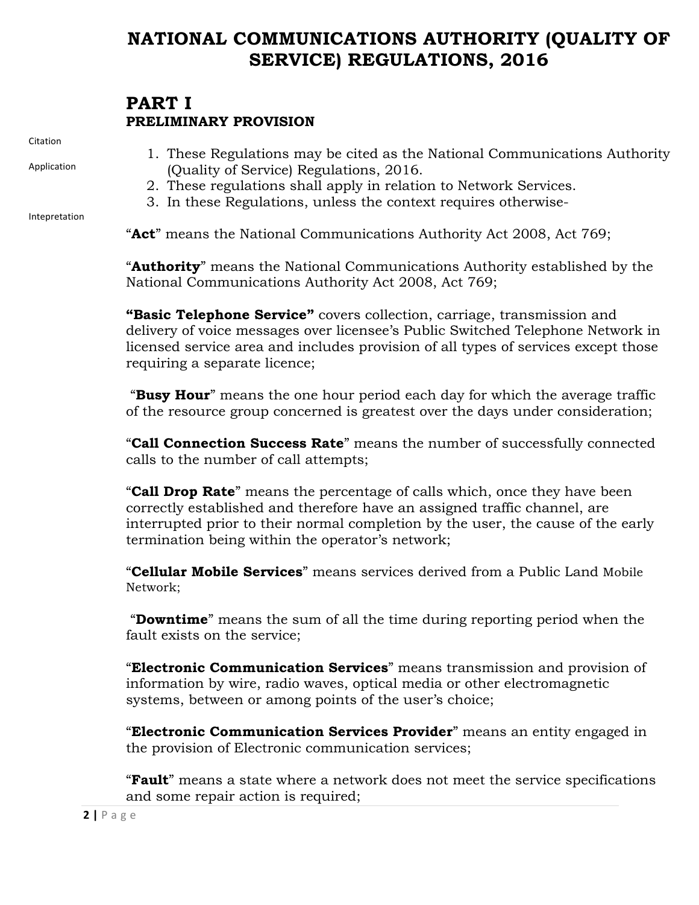# NATIONAL COMMUNICATIONS AUTHORITY (QUALITY OF SERVICE) REGULATIONS, 2016

## PART I
### PRELIMINARY PROVISION

Citation

Application

1. These Regulations may be cited as the National Communications Authority (Quality of Service) Regulations, 2016.
2. These regulations shall apply in relation to Network Services.
3. In these Regulations, unless the context requires otherwise-

Intepretation

"**Act**" means the National Communications Authority Act 2008, Act 769;

"**Authority**" means the National Communications Authority established by the National Communications Authority Act 2008, Act 769;

**"Basic Telephone Service"** covers collection, carriage, transmission and delivery of voice messages over licensee's Public Switched Telephone Network in licensed service area and includes provision of all types of services except those requiring a separate licence;

"**Busy Hour**" means the one hour period each day for which the average traffic of the resource group concerned is greatest over the days under consideration;

"**Call Connection Success Rate**" means the number of successfully connected calls to the number of call attempts;

"**Call Drop Rate**" means the percentage of calls which, once they have been correctly established and therefore have an assigned traffic channel, are interrupted prior to their normal completion by the user, the cause of the early termination being within the operator's network;

"**Cellular Mobile Services**" means services derived from a Public Land Mobile Network;

"**Downtime**" means the sum of all the time during reporting period when the fault exists on the service;

"**Electronic Communication Services**" means transmission and provision of information by wire, radio waves, optical media or other electromagnetic systems, between or among points of the user's choice;

"**Electronic Communication Services Provider**" means an entity engaged in the provision of Electronic communication services;

"**Fault**" means a state where a network does not meet the service specifications and some repair action is required;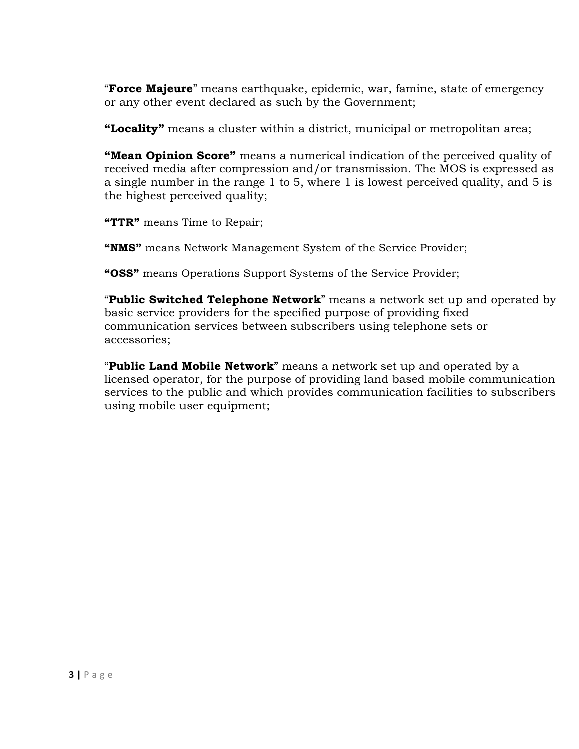"**Force Majeure**" means earthquake, epidemic, war, famine, state of emergency or any other event declared as such by the Government;

**"Locality"** means a cluster within a district, municipal or metropolitan area;

**"Mean Opinion Score"** means a numerical indication of the perceived quality of received media after compression and/or transmission. The MOS is expressed as a single number in the range 1 to 5, where 1 is lowest perceived quality, and 5 is the highest perceived quality;

**"TTR"** means Time to Repair;

**"NMS"** means Network Management System of the Service Provider;

**"OSS"** means Operations Support Systems of the Service Provider;

"**Public Switched Telephone Network**" means a network set up and operated by basic service providers for the specified purpose of providing fixed communication services between subscribers using telephone sets or accessories;

"**Public Land Mobile Network**" means a network set up and operated by a licensed operator, for the purpose of providing land based mobile communication services to the public and which provides communication facilities to subscribers using mobile user equipment;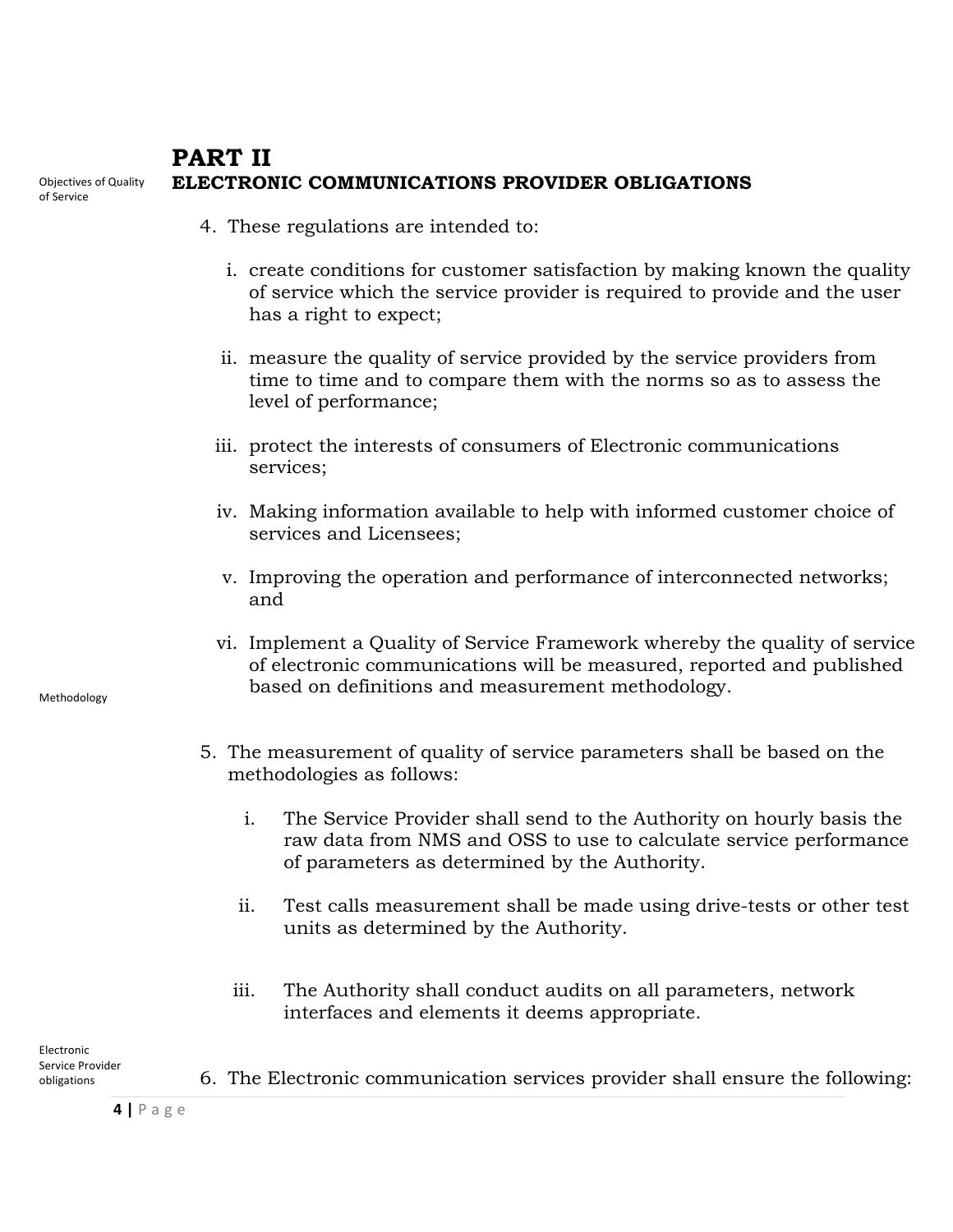# PART II

## ELECTRONIC COMMUNICATIONS PROVIDER OBLIGATIONS

Objectives of Quality of Service

4. These regulations are intended to:

   i. create conditions for customer satisfaction by making known the quality of service which the service provider is required to provide and the user has a right to expect;

   ii. measure the quality of service provided by the service providers from time to time and to compare them with the norms so as to assess the level of performance;

   iii. protect the interests of consumers of Electronic communications services;

   iv. Making information available to help with informed customer choice of services and Licensees;

   v. Improving the operation and performance of interconnected networks; and

   vi. Implement a Quality of Service Framework whereby the quality of service of electronic communications will be measured, reported and published based on definitions and measurement methodology.

Methodology

5. The measurement of quality of service parameters shall be based on the methodologies as follows:

   i. The Service Provider shall send to the Authority on hourly basis the raw data from NMS and OSS to use to calculate service performance of parameters as determined by the Authority.

   ii. Test calls measurement shall be made using drive-tests or other test units as determined by the Authority.

   iii. The Authority shall conduct audits on all parameters, network interfaces and elements it deems appropriate.

Electronic Service Provider obligations

6. The Electronic communication services provider shall ensure the following: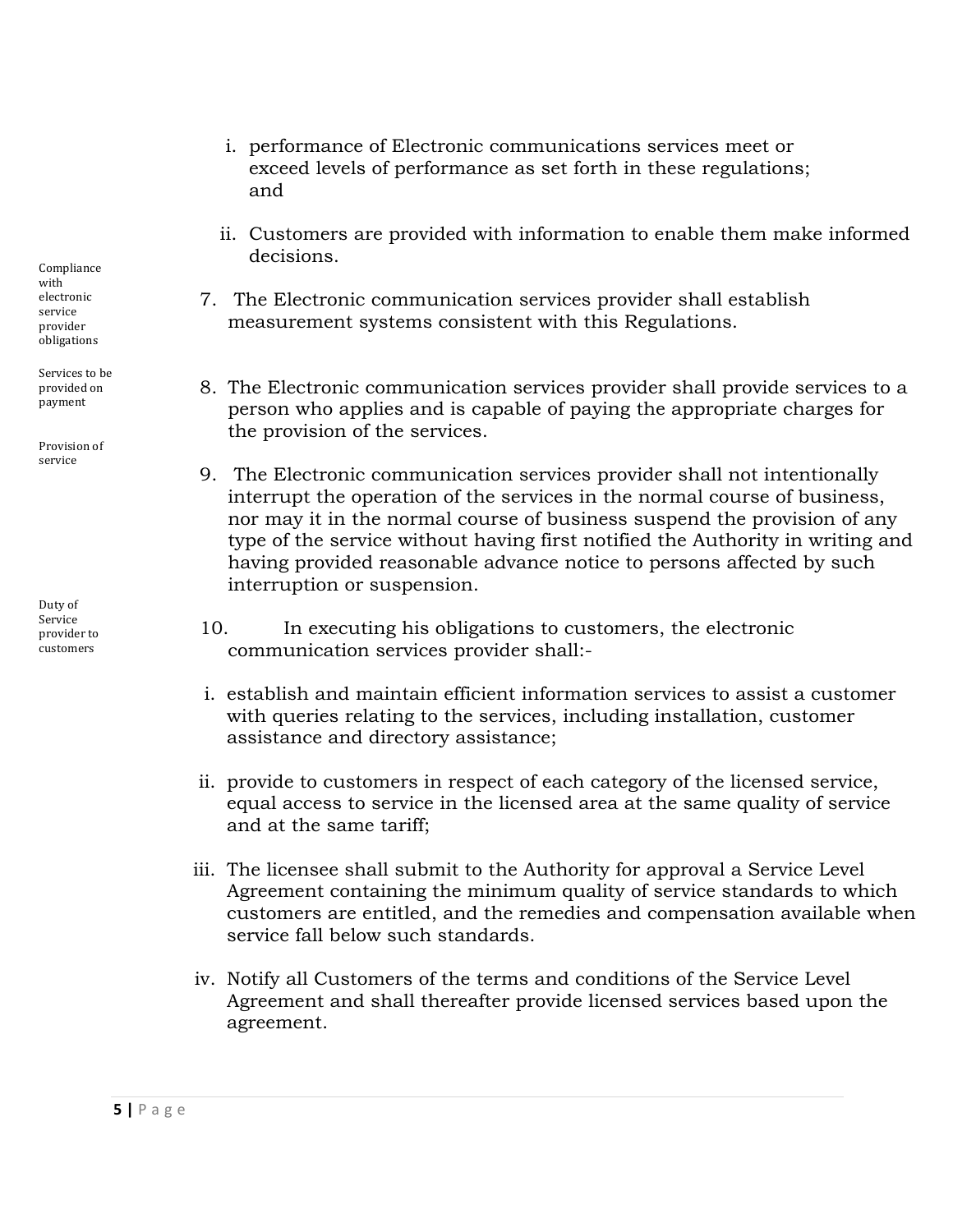i. performance of Electronic communications services meet or exceed levels of performance as set forth in these regulations; and

ii. Customers are provided with information to enable them make informed decisions.

*Compliance with electronic service provider obligations*

7. The Electronic communication services provider shall establish measurement systems consistent with this Regulations.

*Services to be provided on payment*

8. The Electronic communication services provider shall provide services to a person who applies and is capable of paying the appropriate charges for the provision of the services.

*Provision of service*

9. The Electronic communication services provider shall not intentionally interrupt the operation of the services in the normal course of business, nor may it in the normal course of business suspend the provision of any type of the service without having first notified the Authority in writing and having provided reasonable advance notice to persons affected by such interruption or suspension.

*Duty of Service provider to customers*

10. In executing his obligations to customers, the electronic communication services provider shall:-

i. establish and maintain efficient information services to assist a customer with queries relating to the services, including installation, customer assistance and directory assistance;

ii. provide to customers in respect of each category of the licensed service, equal access to service in the licensed area at the same quality of service and at the same tariff;

iii. The licensee shall submit to the Authority for approval a Service Level Agreement containing the minimum quality of service standards to which customers are entitled, and the remedies and compensation available when service fall below such standards.

iv. Notify all Customers of the terms and conditions of the Service Level Agreement and shall thereafter provide licensed services based upon the agreement.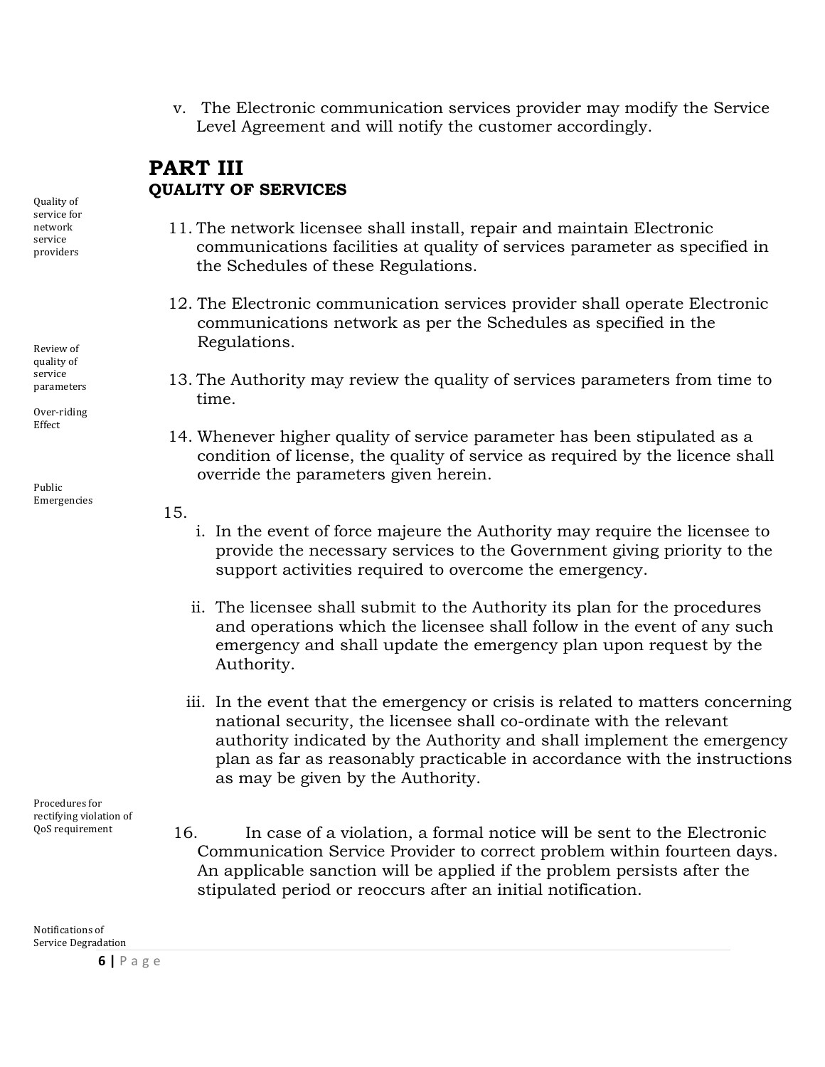v. The Electronic communication services provider may modify the Service Level Agreement and will notify the customer accordingly.

## PART III
### QUALITY OF SERVICES

*Quality of service for network service providers*

11. The network licensee shall install, repair and maintain Electronic communications facilities at quality of services parameter as specified in the Schedules of these Regulations.

12. The Electronic communication services provider shall operate Electronic communications network as per the Schedules as specified in the Regulations.

*Review of quality of service parameters*

13. The Authority may review the quality of services parameters from time to time.

*Over-riding Effect*

14. Whenever higher quality of service parameter has been stipulated as a condition of license, the quality of service as required by the licence shall override the parameters given herein.

*Public Emergencies*

15.
   i. In the event of force majeure the Authority may require the licensee to provide the necessary services to the Government giving priority to the support activities required to overcome the emergency.

   ii. The licensee shall submit to the Authority its plan for the procedures and operations which the licensee shall follow in the event of any such emergency and shall update the emergency plan upon request by the Authority.

   iii. In the event that the emergency or crisis is related to matters concerning national security, the licensee shall co-ordinate with the relevant authority indicated by the Authority and shall implement the emergency plan as far as reasonably practicable in accordance with the instructions as may be given by the Authority.

*Procedures for rectifying violation of QoS requirement*

16. In case of a violation, a formal notice will be sent to the Electronic Communication Service Provider to correct problem within fourteen days. An applicable sanction will be applied if the problem persists after the stipulated period or reoccurs after an initial notification.

*Notifications of Service Degradation*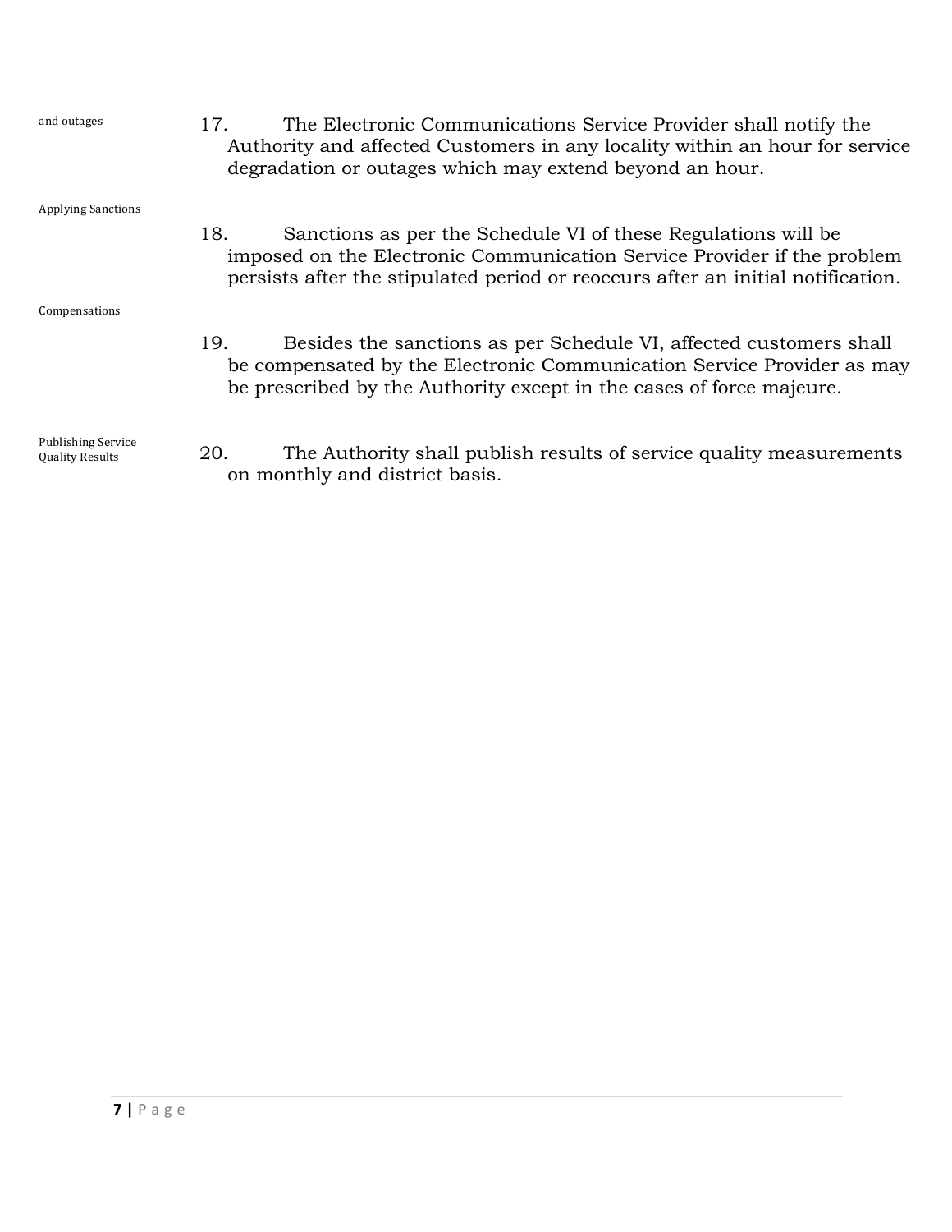and outages

17. The Electronic Communications Service Provider shall notify the Authority and affected Customers in any locality within an hour for service degradation or outages which may extend beyond an hour.

Applying Sanctions

18. Sanctions as per the Schedule VI of these Regulations will be imposed on the Electronic Communication Service Provider if the problem persists after the stipulated period or reoccurs after an initial notification.

Compensations

19. Besides the sanctions as per Schedule VI, affected customers shall be compensated by the Electronic Communication Service Provider as may be prescribed by the Authority except in the cases of force majeure.

Publishing Service Quality Results

20. The Authority shall publish results of service quality measurements on monthly and district basis.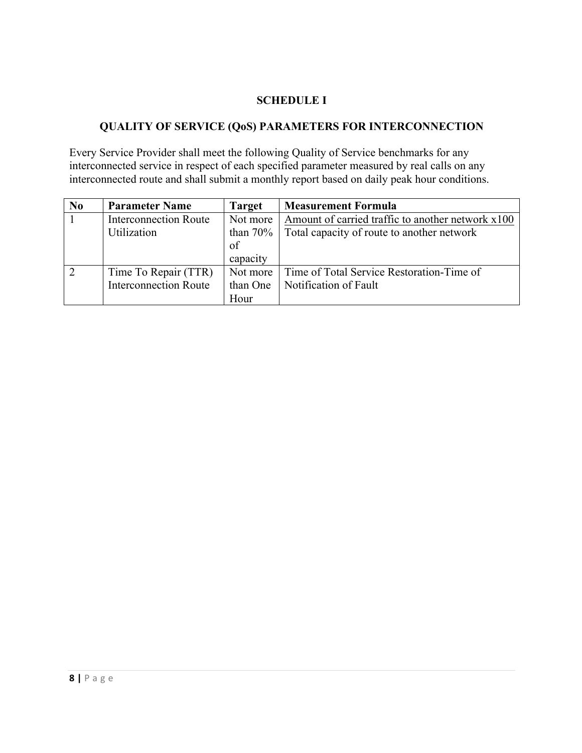## SCHEDULE I

## QUALITY OF SERVICE (QoS) PARAMETERS FOR INTERCONNECTION

Every Service Provider shall meet the following Quality of Service benchmarks for any interconnected service in respect of each specified parameter measured by real calls on any interconnected route and shall submit a monthly report based on daily peak hour conditions.

| No | Parameter Name | Target | Measurement Formula |
|---|---|---|---|
| 1 | Interconnection Route Utilization | Not more than 70% of capacity | $\frac{\text{Amount of carried traffic to another network} \times 100}{\text{Total capacity of route to another network}}$ |
| 2 | Time To Repair (TTR) Interconnection Route | Not more than One Hour | Time of Total Service Restoration-Time of Notification of Fault |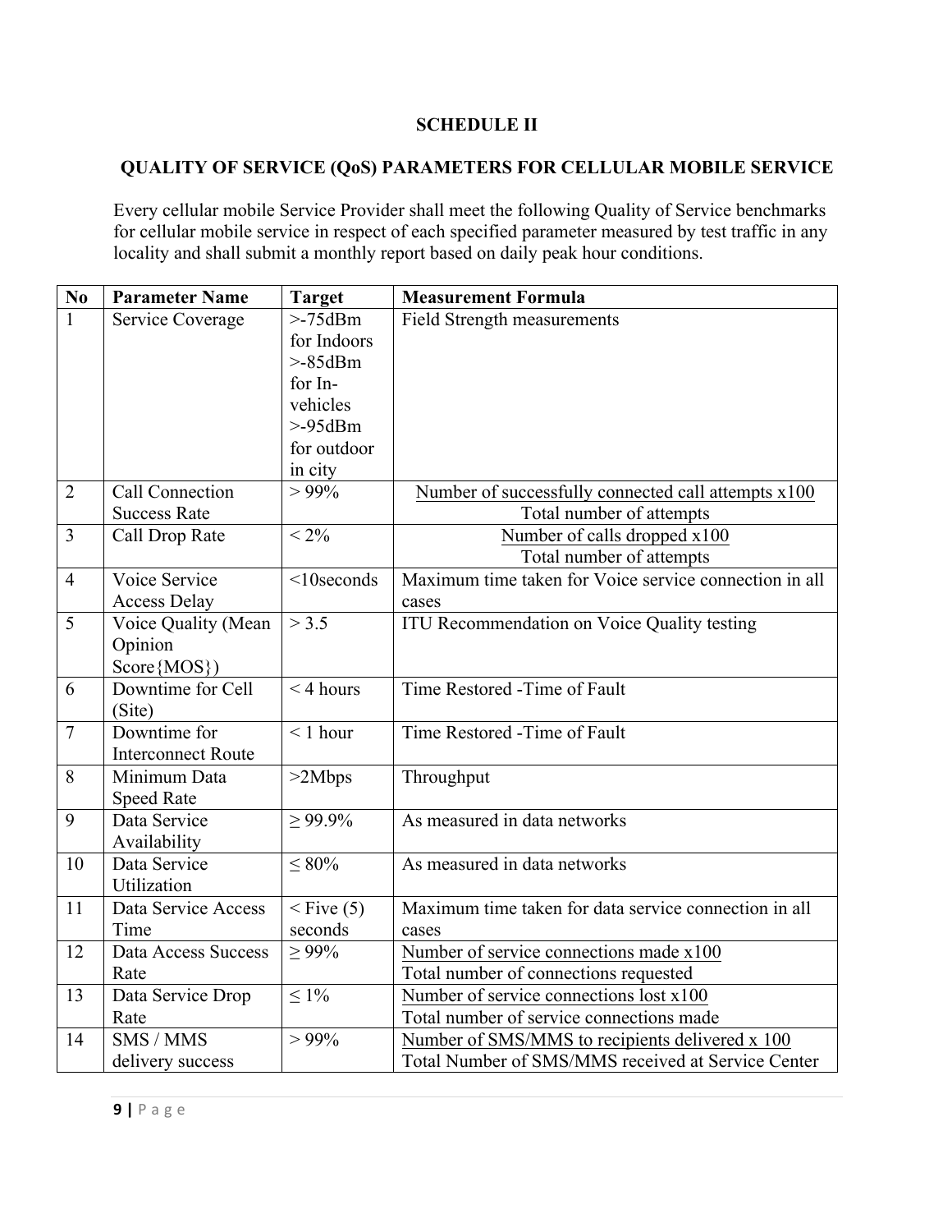## SCHEDULE II

## QUALITY OF SERVICE (QoS) PARAMETERS FOR CELLULAR MOBILE SERVICE

Every cellular mobile Service Provider shall meet the following Quality of Service benchmarks for cellular mobile service in respect of each specified parameter measured by test traffic in any locality and shall submit a monthly report based on daily peak hour conditions.

| No | Parameter Name | Target | Measurement Formula |
|---|---|---|---|
| 1 | Service Coverage | >-75dBm for Indoors >-85dBm for In-vehicles >-95dBm for outdoor in city | Field Strength measurements |
| 2 | Call Connection Success Rate | > 99% | $\frac{\text{Number of successfully connected call attempts x100}}{\text{Total number of attempts}}$ |
| 3 | Call Drop Rate | < 2% | $\frac{\text{Number of calls dropped x100}}{\text{Total number of attempts}}$ |
| 4 | Voice Service Access Delay | <10seconds | Maximum time taken for Voice service connection in all cases |
| 5 | Voice Quality (Mean Opinion Score{MOS}) | > 3.5 | ITU Recommendation on Voice Quality testing |
| 6 | Downtime for Cell (Site) | < 4 hours | Time Restored -Time of Fault |
| 7 | Downtime for Interconnect Route | < 1 hour | Time Restored -Time of Fault |
| 8 | Minimum Data Speed Rate | >2Mbps | Throughput |
| 9 | Data Service Availability | ≥ 99.9% | As measured in data networks |
| 10 | Data Service Utilization | ≤ 80% | As measured in data networks |
| 11 | Data Service Access Time | < Five (5) seconds | Maximum time taken for data service connection in all cases |
| 12 | Data Access Success Rate | ≥ 99% | $\frac{\text{Number of service connections made x100}}{\text{Total number of connections requested}}$ |
| 13 | Data Service Drop Rate | ≤ 1% | $\frac{\text{Number of service connections lost x100}}{\text{Total number of service connections made}}$ |
| 14 | SMS / MMS delivery success | > 99% | $\frac{\text{Number of SMS/MMS to recipients delivered x 100}}{\text{Total Number of SMS/MMS received at Service Center}}$ |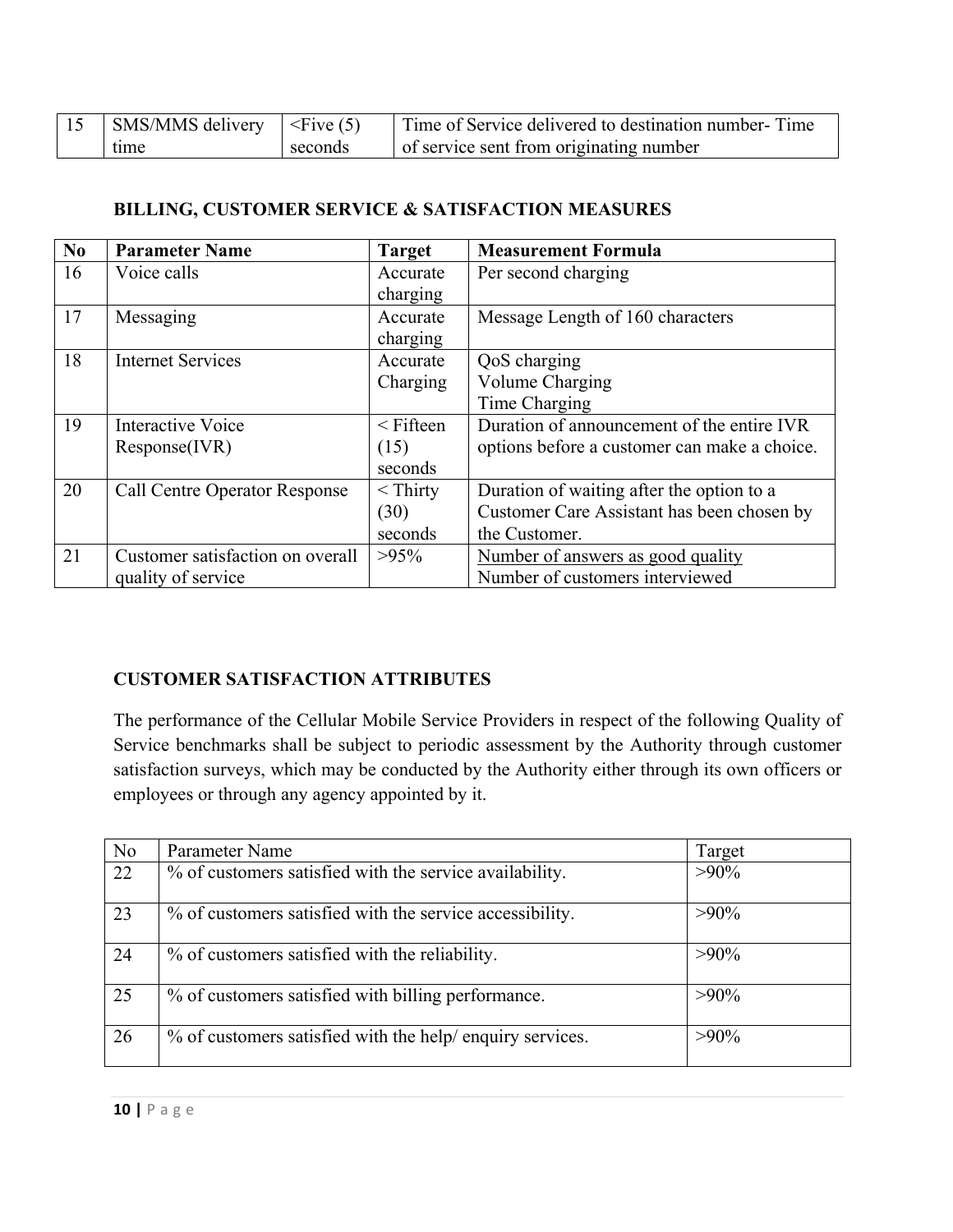| 15 | SMS/MMS delivery time | <Five (5) seconds | Time of Service delivered to destination number- Time of service sent from originating number |
|---|---|---|---|

**BILLING, CUSTOMER SERVICE & SATISFACTION MEASURES**

| No | Parameter Name | Target | Measurement Formula |
|---|---|---|---|
| 16 | Voice calls | Accurate charging | Per second charging |
| 17 | Messaging | Accurate charging | Message Length of 160 characters |
| 18 | Internet Services | Accurate Charging | QoS charging<br>Volume Charging<br>Time Charging |
| 19 | Interactive Voice Response(IVR) | < Fifteen (15) seconds | Duration of announcement of the entire IVR options before a customer can make a choice. |
| 20 | Call Centre Operator Response | < Thirty (30) seconds | Duration of waiting after the option to a Customer Care Assistant has been chosen by the Customer. |
| 21 | Customer satisfaction on overall quality of service | >95% | $\frac{\text{Number of answers as good quality}}{\text{Number of customers interviewed}}$ |

**CUSTOMER SATISFACTION ATTRIBUTES**

The performance of the Cellular Mobile Service Providers in respect of the following Quality of Service benchmarks shall be subject to periodic assessment by the Authority through customer satisfaction surveys, which may be conducted by the Authority either through its own officers or employees or through any agency appointed by it.

| No | Parameter Name | Target |
|---|---|---|
| 22 | % of customers satisfied with the service availability. | >90% |
| 23 | % of customers satisfied with the service accessibility. | >90% |
| 24 | % of customers satisfied with the reliability. | >90% |
| 25 | % of customers satisfied with billing performance. | >90% |
| 26 | % of customers satisfied with the help/ enquiry services. | >90% |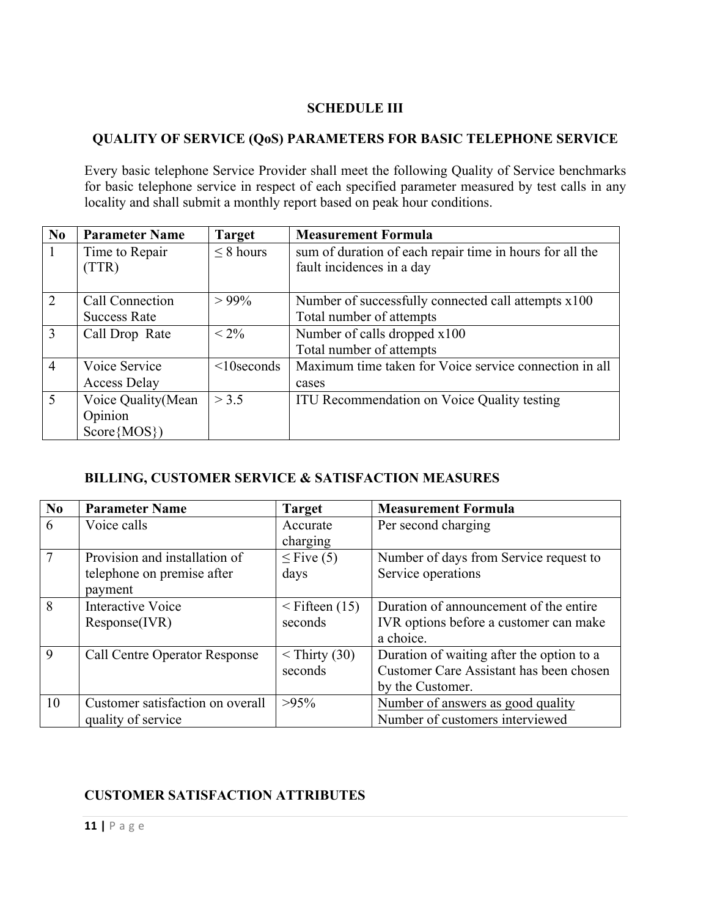## SCHEDULE III

## QUALITY OF SERVICE (QoS) PARAMETERS FOR BASIC TELEPHONE SERVICE

Every basic telephone Service Provider shall meet the following Quality of Service benchmarks for basic telephone service in respect of each specified parameter measured by test calls in any locality and shall submit a monthly report based on peak hour conditions.

| No | Parameter Name | Target | Measurement Formula |
|---|---|---|---|
| 1 | Time to Repair (TTR) | ≤ 8 hours | sum of duration of each repair time in hours for all the fault incidences in a day |
| 2 | Call Connection Success Rate | > 99% | Number of successfully connected call attempts x100<br>Total number of attempts |
| 3 | Call Drop Rate | < 2% | Number of calls dropped x100<br>Total number of attempts |
| 4 | Voice Service Access Delay | <10seconds | Maximum time taken for Voice service connection in all cases |
| 5 | Voice Quality(Mean Opinion Score{MOS}) | > 3.5 | ITU Recommendation on Voice Quality testing |

### BILLING, CUSTOMER SERVICE & SATISFACTION MEASURES

| No | Parameter Name | Target | Measurement Formula |
|---|---|---|---|
| 6 | Voice calls | Accurate charging | Per second charging |
| 7 | Provision and installation of telephone on premise after payment | ≤ Five (5) days | Number of days from Service request to Service operations |
| 8 | Interactive Voice Response(IVR) | < Fifteen (15) seconds | Duration of announcement of the entire IVR options before a customer can make a choice. |
| 9 | Call Centre Operator Response | < Thirty (30) seconds | Duration of waiting after the option to a Customer Care Assistant has been chosen by the Customer. |
| 10 | Customer satisfaction on overall quality of service | >95% | Number of answers as good quality<br>Number of customers interviewed |

### CUSTOMER SATISFACTION ATTRIBUTES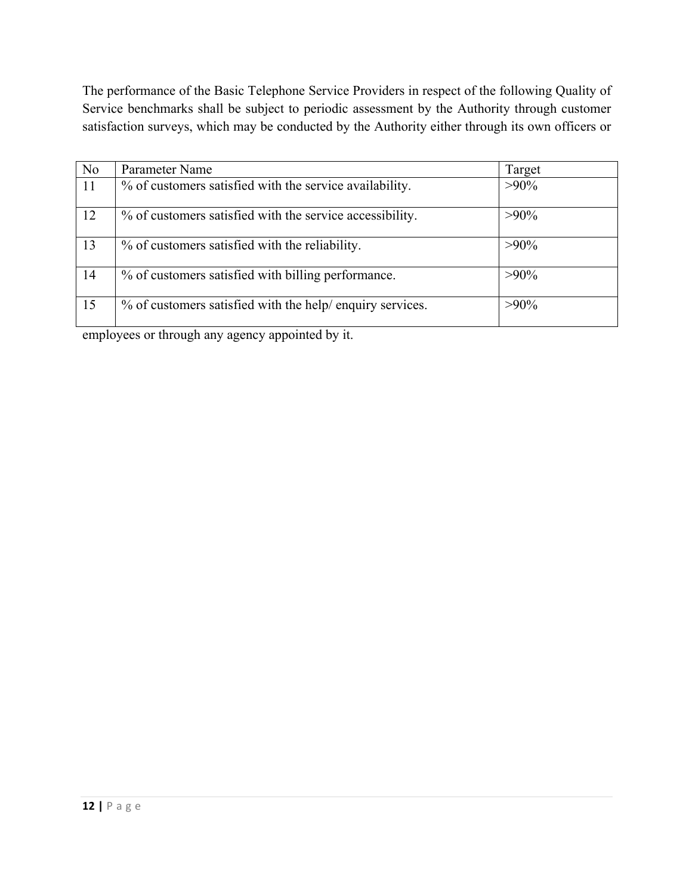The performance of the Basic Telephone Service Providers in respect of the following Quality of Service benchmarks shall be subject to periodic assessment by the Authority through customer satisfaction surveys, which may be conducted by the Authority either through its own officers or employees or through any agency appointed by it.

| No | Parameter Name | Target |
|---|---|---|
| 11 | % of customers satisfied with the service availability. | >90% |
| 12 | % of customers satisfied with the service accessibility. | >90% |
| 13 | % of customers satisfied with the reliability. | >90% |
| 14 | % of customers satisfied with billing performance. | >90% |
| 15 | % of customers satisfied with the help/ enquiry services. | >90% |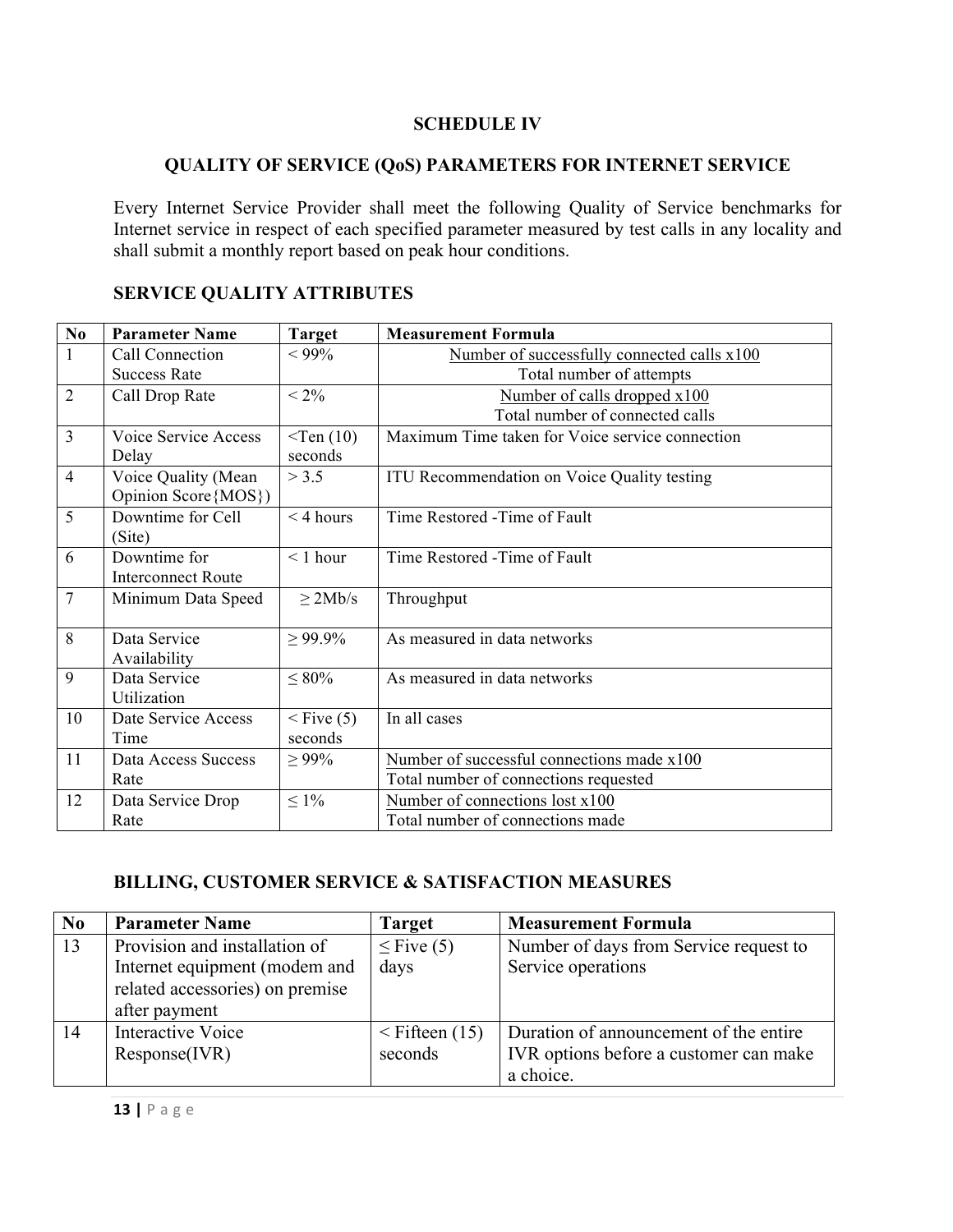## SCHEDULE IV

## QUALITY OF SERVICE (QoS) PARAMETERS FOR INTERNET SERVICE

Every Internet Service Provider shall meet the following Quality of Service benchmarks for Internet service in respect of each specified parameter measured by test calls in any locality and shall submit a monthly report based on peak hour conditions.

### SERVICE QUALITY ATTRIBUTES

| No | Parameter Name | Target | Measurement Formula |
|---|---|---|---|
| 1 | Call Connection Success Rate | < 99% | Number of successfully connected calls x100 / Total number of attempts |
| 2 | Call Drop Rate | < 2% | Number of calls dropped x100 / Total number of connected calls |
| 3 | Voice Service Access Delay | <Ten (10) seconds | Maximum Time taken for Voice service connection |
| 4 | Voice Quality (Mean Opinion Score{MOS}) | > 3.5 | ITU Recommendation on Voice Quality testing |
| 5 | Downtime for Cell (Site) | < 4 hours | Time Restored -Time of Fault |
| 6 | Downtime for Interconnect Route | < 1 hour | Time Restored -Time of Fault |
| 7 | Minimum Data Speed | ≥ 2Mb/s | Throughput |
| 8 | Data Service Availability | ≥ 99.9% | As measured in data networks |
| 9 | Data Service Utilization | ≤ 80% | As measured in data networks |
| 10 | Date Service Access Time | < Five (5) seconds | In all cases |
| 11 | Data Access Success Rate | ≥ 99% | Number of successful connections made x100 / Total number of connections requested |
| 12 | Data Service Drop Rate | ≤ 1% | Number of connections lost x100 / Total number of connections made |

### BILLING, CUSTOMER SERVICE & SATISFACTION MEASURES

| No | Parameter Name | Target | Measurement Formula |
|---|---|---|---|
| 13 | Provision and installation of Internet equipment (modem and related accessories) on premise after payment | ≤ Five (5) days | Number of days from Service request to Service operations |
| 14 | Interactive Voice Response(IVR) | < Fifteen (15) seconds | Duration of announcement of the entire IVR options before a customer can make a choice. |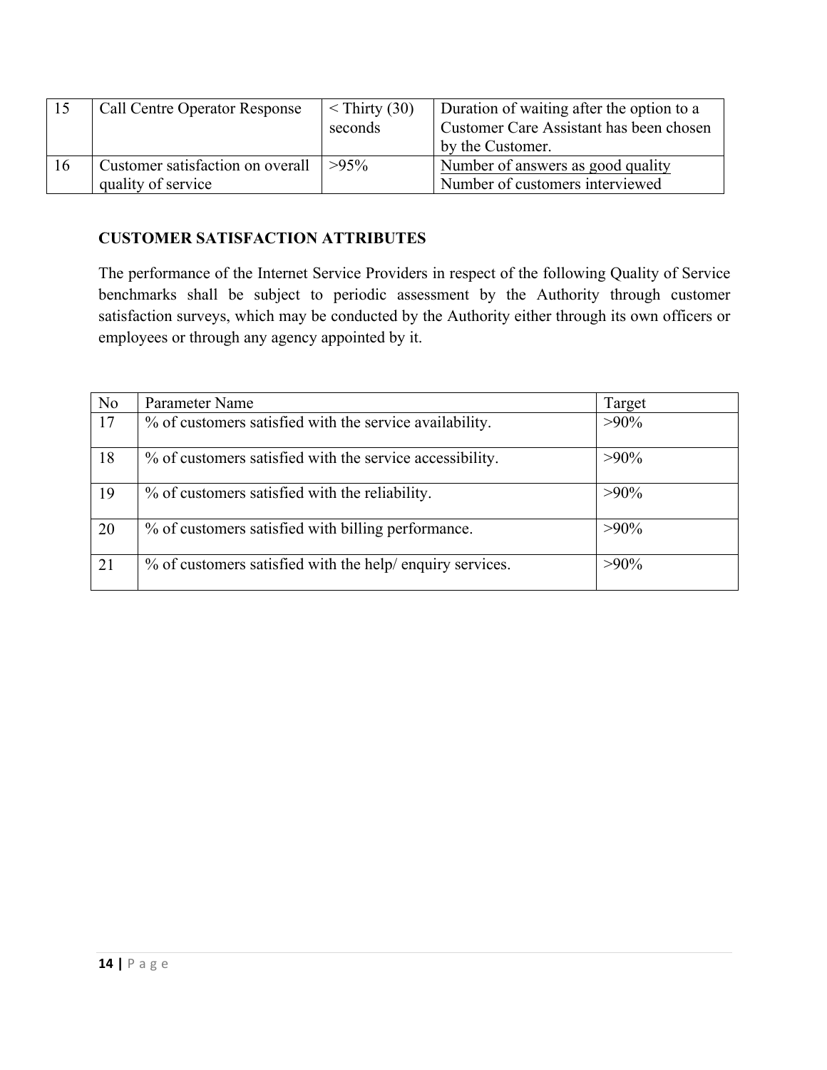| 15 | Call Centre Operator Response | < Thirty (30) seconds | Duration of waiting after the option to a Customer Care Assistant has been chosen by the Customer. |
|---|---|---|---|
| 16 | Customer satisfaction on overall quality of service | >95% | $\frac{\text{Number of answers as good quality}}{\text{Number of customers interviewed}}$ |

**CUSTOMER SATISFACTION ATTRIBUTES**

The performance of the Internet Service Providers in respect of the following Quality of Service benchmarks shall be subject to periodic assessment by the Authority through customer satisfaction surveys, which may be conducted by the Authority either through its own officers or employees or through any agency appointed by it.

| No | Parameter Name | Target |
|---|---|---|
| 17 | % of customers satisfied with the service availability. | >90% |
| 18 | % of customers satisfied with the service accessibility. | >90% |
| 19 | % of customers satisfied with the reliability. | >90% |
| 20 | % of customers satisfied with billing performance. | >90% |
| 21 | % of customers satisfied with the help/ enquiry services. | >90% |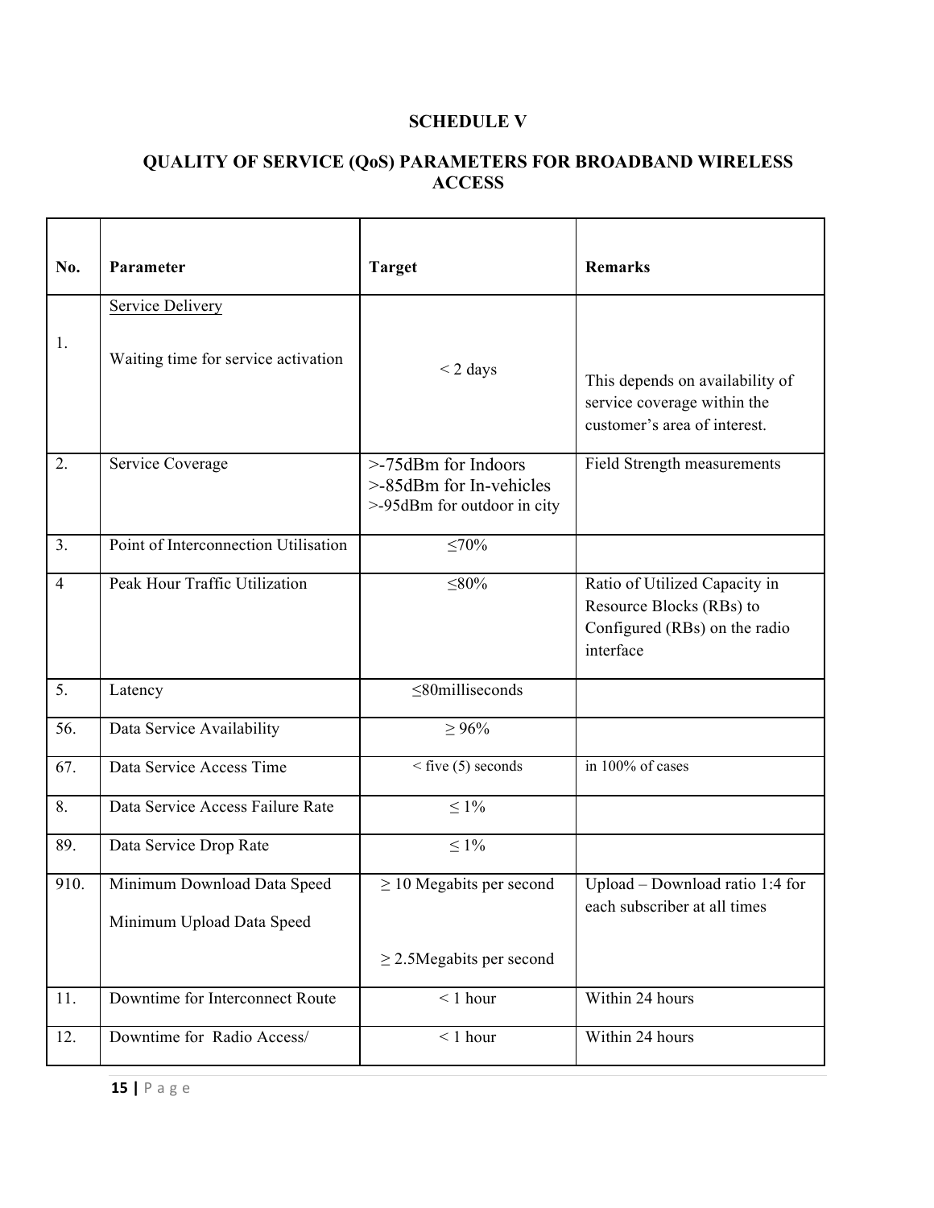## SCHEDULE V

## QUALITY OF SERVICE (QoS) PARAMETERS FOR BROADBAND WIRELESS ACCESS

| No. | Parameter | Target | Remarks |
|---|---|---|---|
| 1. | Service Delivery<br><br>Waiting time for service activation | < 2 days | This depends on availability of service coverage within the customer's area of interest. |
| 2. | Service Coverage | >-75dBm for Indoors<br>>-85dBm for In-vehicles<br>>-95dBm for outdoor in city | Field Strength measurements |
| 3. | Point of Interconnection Utilisation | ≤70% | |
| 4 | Peak Hour Traffic Utilization | ≤80% | Ratio of Utilized Capacity in Resource Blocks (RBs) to Configured (RBs) on the radio interface |
| 5. | Latency | ≤80milliseconds | |
| 56. | Data Service Availability | ≥ 96% | |
| 67. | Data Service Access Time | < five (5) seconds | in 100% of cases |
| 8. | Data Service Access Failure Rate | ≤ 1% | |
| 89. | Data Service Drop Rate | ≤ 1% | |
| 910. | Minimum Download Data Speed<br><br>Minimum Upload Data Speed | ≥ 10 Megabits per second<br><br>≥ 2.5Megabits per second | Upload – Download ratio 1:4 for each subscriber at all times |
| 11. | Downtime for Interconnect Route | < 1 hour | Within 24 hours |
| 12. | Downtime for Radio Access/ | < 1 hour | Within 24 hours |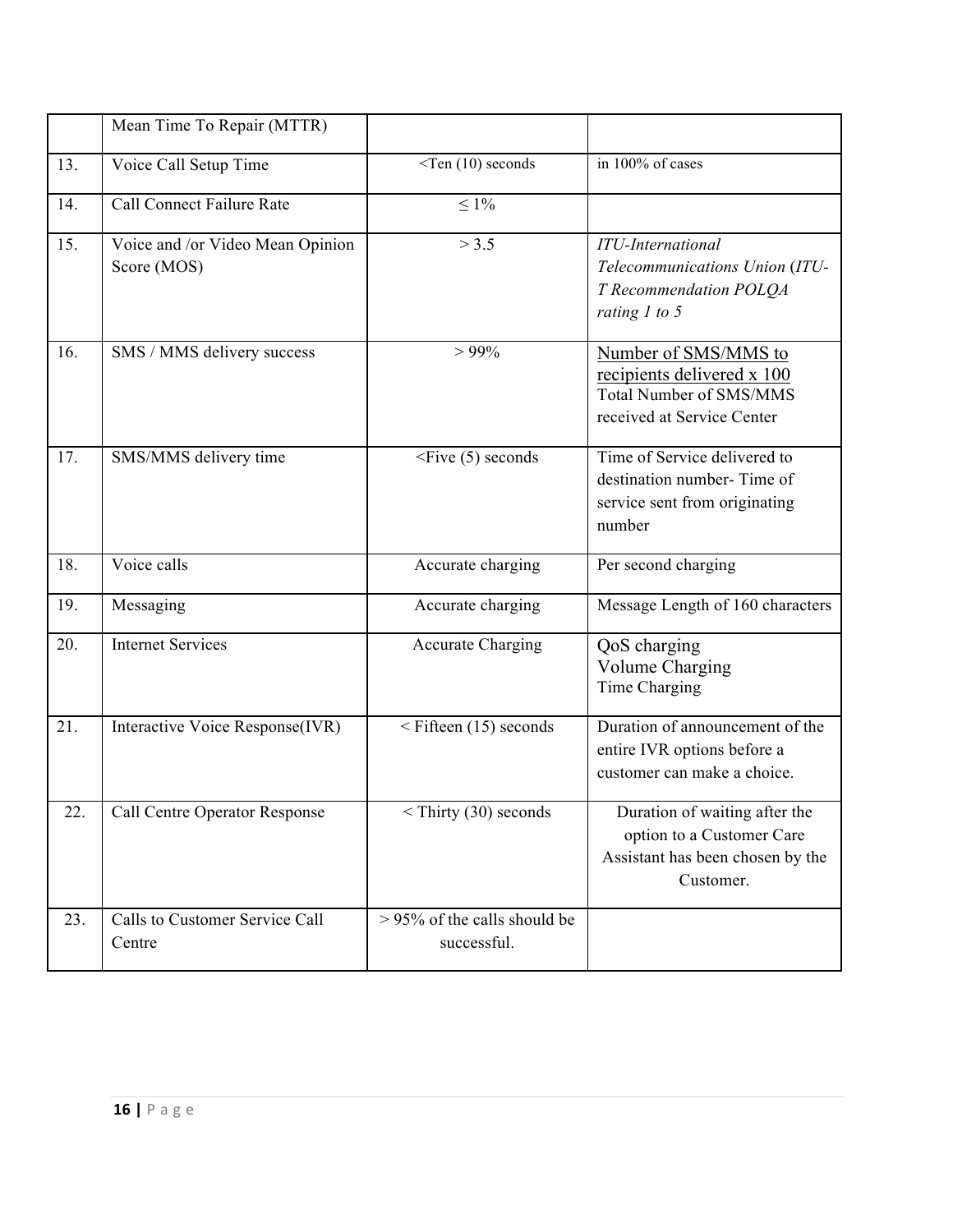| | | | |
|---|---|---|---|
| | Mean Time To Repair (MTTR) | | |
| 13. | Voice Call Setup Time | <Ten (10) seconds | in 100% of cases |
| 14. | Call Connect Failure Rate | ≤ 1% | |
| 15. | Voice and /or Video Mean Opinion Score (MOS) | > 3.5 | *ITU-International Telecommunications Union (ITU-T Recommendation POLQA rating 1 to 5* |
| 16. | SMS / MMS delivery success | > 99% | Number of SMS/MMS to recipients delivered x 100 / Total Number of SMS/MMS received at Service Center |
| 17. | SMS/MMS delivery time | <Five (5) seconds | Time of Service delivered to destination number- Time of service sent from originating number |
| 18. | Voice calls | Accurate charging | Per second charging |
| 19. | Messaging | Accurate charging | Message Length of 160 characters |
| 20. | Internet Services | Accurate Charging | QoS charging<br>Volume Charging<br>Time Charging |
| 21. | Interactive Voice Response(IVR) | < Fifteen (15) seconds | Duration of announcement of the entire IVR options before a customer can make a choice. |
| 22. | Call Centre Operator Response | < Thirty (30) seconds | Duration of waiting after the option to a Customer Care Assistant has been chosen by the Customer. |
| 23. | Calls to Customer Service Call Centre | > 95% of the calls should be successful. | |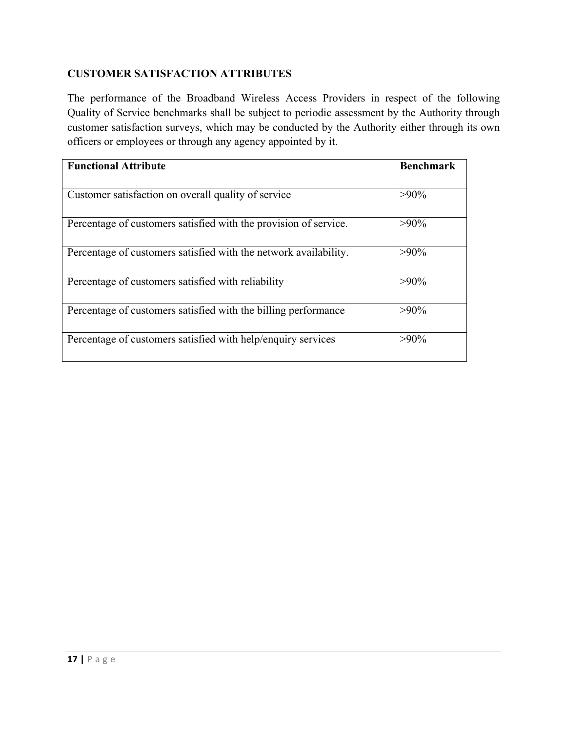## CUSTOMER SATISFACTION ATTRIBUTES

The performance of the Broadband Wireless Access Providers in respect of the following Quality of Service benchmarks shall be subject to periodic assessment by the Authority through customer satisfaction surveys, which may be conducted by the Authority either through its own officers or employees or through any agency appointed by it.

| Functional Attribute | Benchmark |
|---|---|
| Customer satisfaction on overall quality of service | >90% |
| Percentage of customers satisfied with the provision of service. | >90% |
| Percentage of customers satisfied with the network availability. | >90% |
| Percentage of customers satisfied with reliability | >90% |
| Percentage of customers satisfied with the billing performance | >90% |
| Percentage of customers satisfied with help/enquiry services | >90% |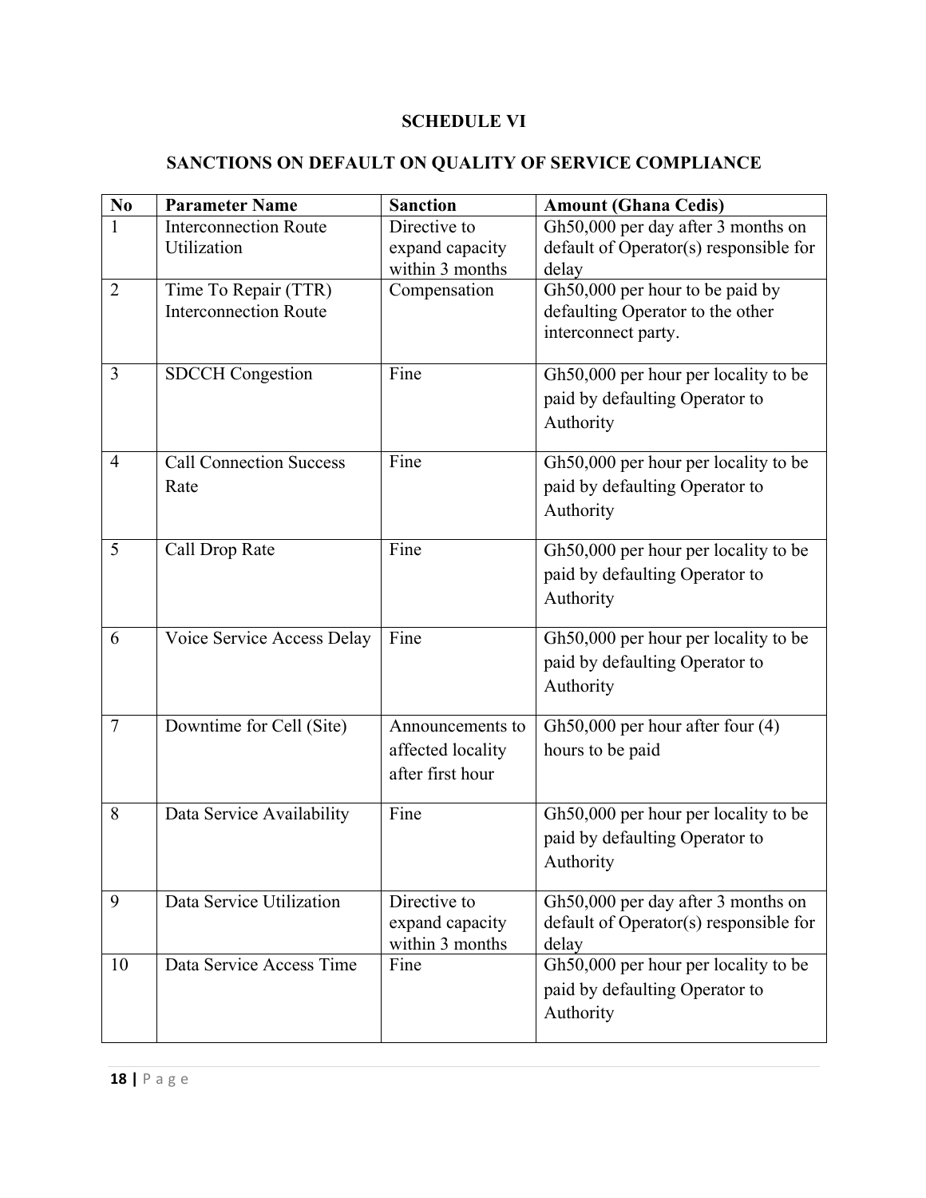## SCHEDULE VI

## SANCTIONS ON DEFAULT ON QUALITY OF SERVICE COMPLIANCE

| No | Parameter Name | Sanction | Amount (Ghana Cedis) |
|---|---|---|---|
| 1 | Interconnection Route Utilization | Directive to expand capacity within 3 months | Gh50,000 per day after 3 months on default of Operator(s) responsible for delay |
| 2 | Time To Repair (TTR) Interconnection Route | Compensation | Gh50,000 per hour to be paid by defaulting Operator to the other interconnect party. |
| 3 | SDCCH Congestion | Fine | Gh50,000 per hour per locality to be paid by defaulting Operator to Authority |
| 4 | Call Connection Success Rate | Fine | Gh50,000 per hour per locality to be paid by defaulting Operator to Authority |
| 5 | Call Drop Rate | Fine | Gh50,000 per hour per locality to be paid by defaulting Operator to Authority |
| 6 | Voice Service Access Delay | Fine | Gh50,000 per hour per locality to be paid by defaulting Operator to Authority |
| 7 | Downtime for Cell (Site) | Announcements to affected locality after first hour | Gh50,000 per hour after four (4) hours to be paid |
| 8 | Data Service Availability | Fine | Gh50,000 per hour per locality to be paid by defaulting Operator to Authority |
| 9 | Data Service Utilization | Directive to expand capacity within 3 months | Gh50,000 per day after 3 months on default of Operator(s) responsible for delay |
| 10 | Data Service Access Time | Fine | Gh50,000 per hour per locality to be paid by defaulting Operator to Authority |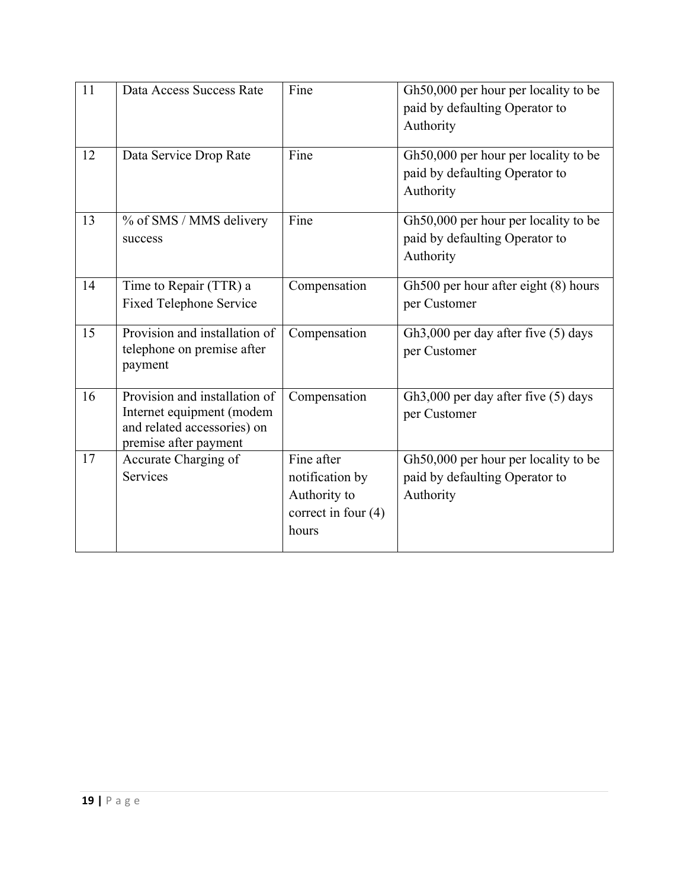| | | | |
|---|---|---|---|
| 11 | Data Access Success Rate | Fine | Gh50,000 per hour per locality to be paid by defaulting Operator to Authority |
| 12 | Data Service Drop Rate | Fine | Gh50,000 per hour per locality to be paid by defaulting Operator to Authority |
| 13 | % of SMS / MMS delivery success | Fine | Gh50,000 per hour per locality to be paid by defaulting Operator to Authority |
| 14 | Time to Repair (TTR) a Fixed Telephone Service | Compensation | Gh500 per hour after eight (8) hours per Customer |
| 15 | Provision and installation of telephone on premise after payment | Compensation | Gh3,000 per day after five (5) days per Customer |
| 16 | Provision and installation of Internet equipment (modem and related accessories) on premise after payment | Compensation | Gh3,000 per day after five (5) days per Customer |
| 17 | Accurate Charging of Services | Fine after notification by Authority to correct in four (4) hours | Gh50,000 per hour per locality to be paid by defaulting Operator to Authority |